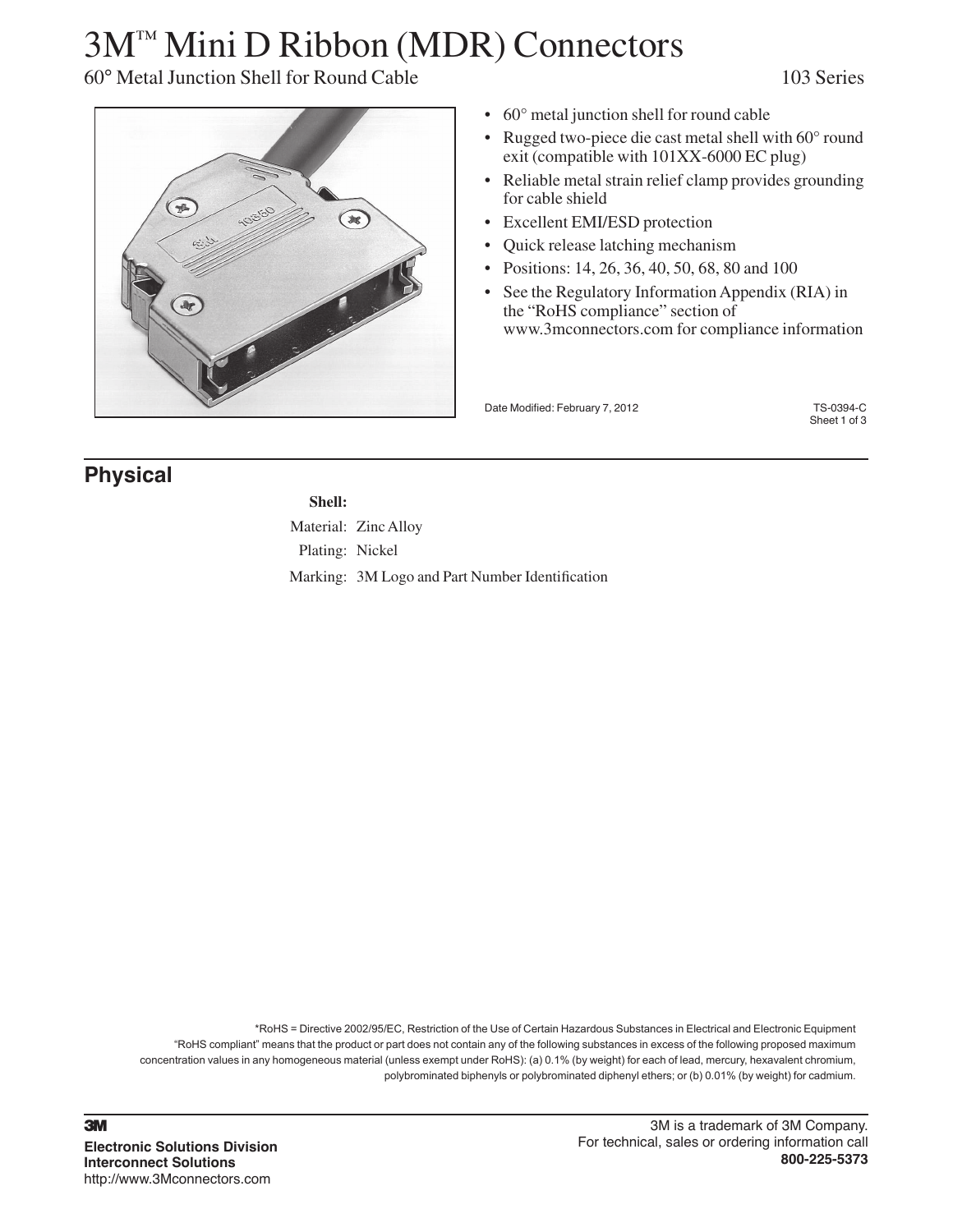# 3M™ Mini D Ribbon (MDR) Connectors

60° Metal Junction Shell for Round Cable

103 Series

- 60° metal junction shell for round cable
- Rugged two-piece die cast metal shell with 60° round exit (compatible with 101XX-6000 EC plug)
- Reliable metal strain relief clamp provides grounding for cable shield
- Excellent EMI/ESD protection
- Quick release latching mechanism
- Positions: 14, 26, 36, 40, 50, 68, 80 and 100
- See the Regulatory Information Appendix (RIA) in the "RoHS compliance" section of www.3mconnectors.com for compliance information

Date Modified: February 7, 2012

TS-0394-C

## Physical

**Shell:**

Material: Zinc Alloy

Plating: Nickel

Marking: 3M Logo and Part Number Identification

*RoHS = Directive 2002/95/EC, Restriction of the Use of Certain Hazardous Substances in Electrical and Electronic Equipment
"RoHS compliant" means that the product or part does not contain any of the following substances in excess of the following proposed maximum concentration values in any homogeneous material (unless exempt under RoHS): (a) 0.1% (by weight) for each of lead, mercury, hexavalent chromium, polybrominated biphenyls or polybrominated diphenyl ethers; or (b) 0.01% (by weight) for cadmium.

**3M**
**Electronic Solutions Division**
**Interconnect Solutions**
http://www.3Mconnectors.com

3M is a trademark of 3M Company.
For technical, sales or ordering information call
**800-225-5373**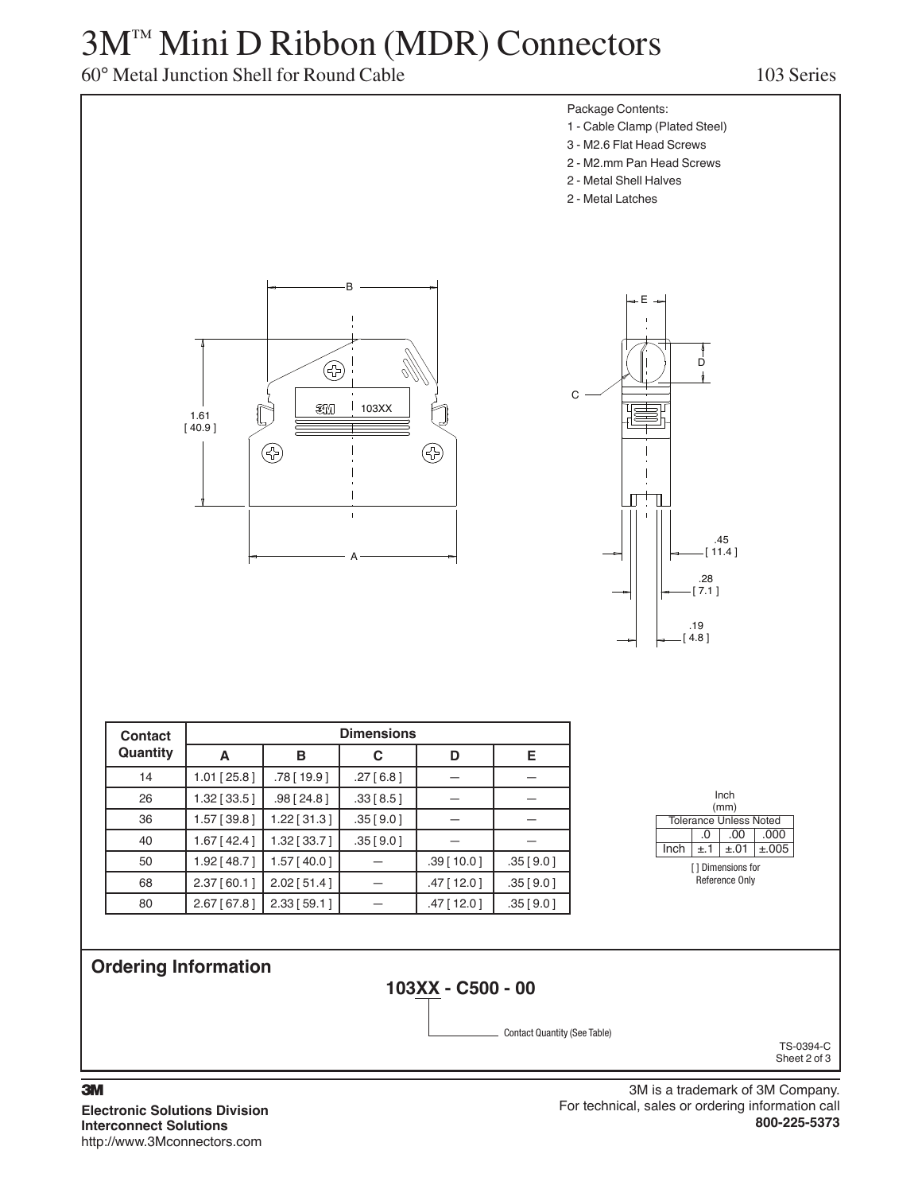# 3M™ Mini D Ribbon (MDR) Connectors

60° Metal Junction Shell for Round Cable

103 Series

Package Contents:
- 1 - Cable Clamp (Plated Steel)
- 3 - M2.6 Flat Head Screws
- 2 - M2.mm Pan Head Screws
- 2 - Metal Shell Halves
- 2 - Metal Latches

1.61 [ 40.9 ]

.45 [ 11.4 ]

.28 [ 7.1 ]

.19 [ 4.8 ]

| Contact Quantity | Dimensions | | | | |
|---|---|---|---|---|---|
| | A | B | C | D | E |
| 14 | 1.01 [ 25.8 ] | .78 [ 19.9 ] | .27 [ 6.8 ] | — | — |
| 26 | 1.32 [ 33.5 ] | .98 [ 24.8 ] | .33 [ 8.5 ] | — | — |
| 36 | 1.57 [ 39.8 ] | 1.22 [ 31.3 ] | .35 [ 9.0 ] | — | — |
| 40 | 1.67 [ 42.4 ] | 1.32 [ 33.7 ] | .35 [ 9.0 ] | — | — |
| 50 | 1.92 [ 48.7 ] | 1.57 [ 40.0 ] | — | .39 [ 10.0 ] | .35 [ 9.0 ] |
| 68 | 2.37 [ 60.1 ] | 2.02 [ 51.4 ] | — | .47 [ 12.0 ] | .35 [ 9.0 ] |
| 80 | 2.67 [ 67.8 ] | 2.33 [ 59.1 ] | — | .47 [ 12.0 ] | .35 [ 9.0 ] |

Inch (mm)

| Tolerance Unless Noted | | | |
|---|---|---|---|
| | .0 | .00 | .000 |
| Inch | ±.1 | ±.01 | ±.005 |

[ ] Dimensions for Reference Only

## Ordering Information

**103XX - C500 - 00**

XX: Contact Quantity (See Table)

TS-0394-C
Sheet 2 of 3

3M
**Electronic Solutions Division**
**Interconnect Solutions**
http://www.3Mconnectors.com

3M is a trademark of 3M Company.
For technical, sales or ordering information call
**800-225-5373**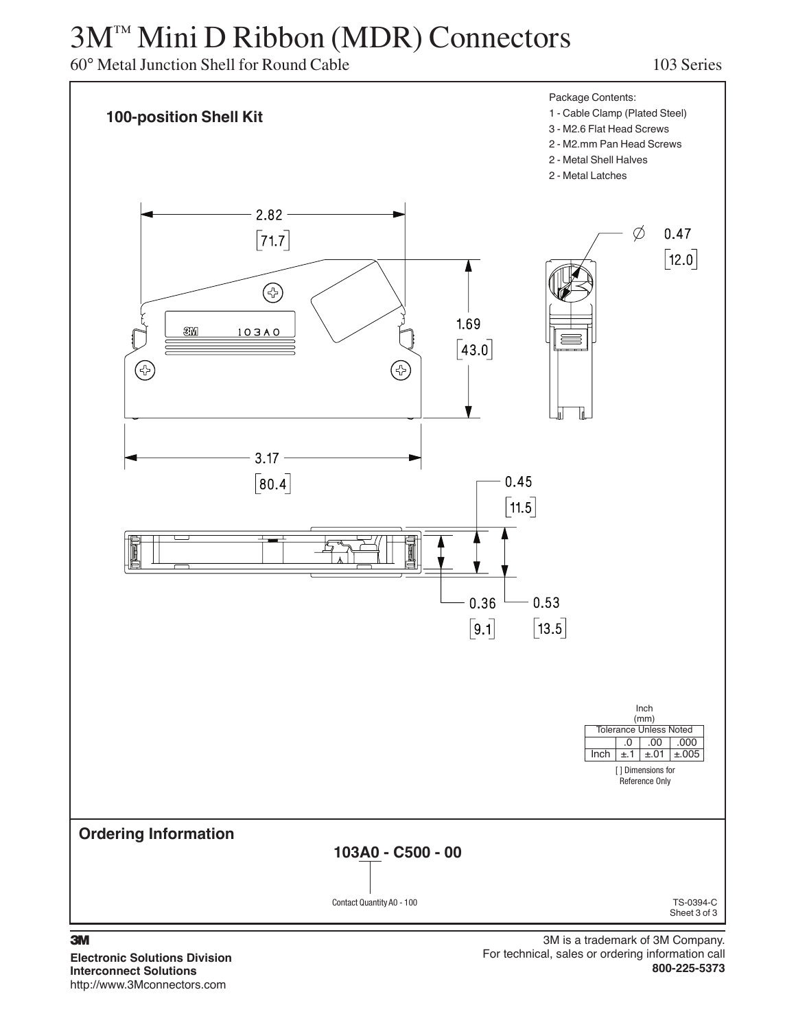# 3M™ Mini D Ribbon (MDR) Connectors

60° Metal Junction Shell for Round Cable — 103 Series

## 100-position Shell Kit

Package Contents:
- 1 - Cable Clamp (Plated Steel)
- 3 - M2.6 Flat Head Screws
- 2 - M2.mm Pan Head Screws
- 2 - Metal Shell Halves
- 2 - Metal Latches

2.82 [71.7]

Ø 0.47 [12.0]

1.69 [43.0]

3M 103A0

3.17 [80.4]

0.45 [11.5]

0.36 [9.1]

0.53 [13.5]

Inch (mm)

| Tolerance Unless Noted | | | |
|---|---|---|---|
| | .0 | .00 | .000 |
| Inch | ±.1 | ±.01 | ±.005 |

[ ] Dimensions for Reference Only

## Ordering Information

**103A0 - C500 - 00**

Contact Quantity A0 - 100

TS-0394-C
Sheet 3 of 3

**3M**

**Electronic Solutions Division**
**Interconnect Solutions**
http://www.3Mconnectors.com

3M is a trademark of 3M Company.
For technical, sales or ordering information call
**800-225-5373**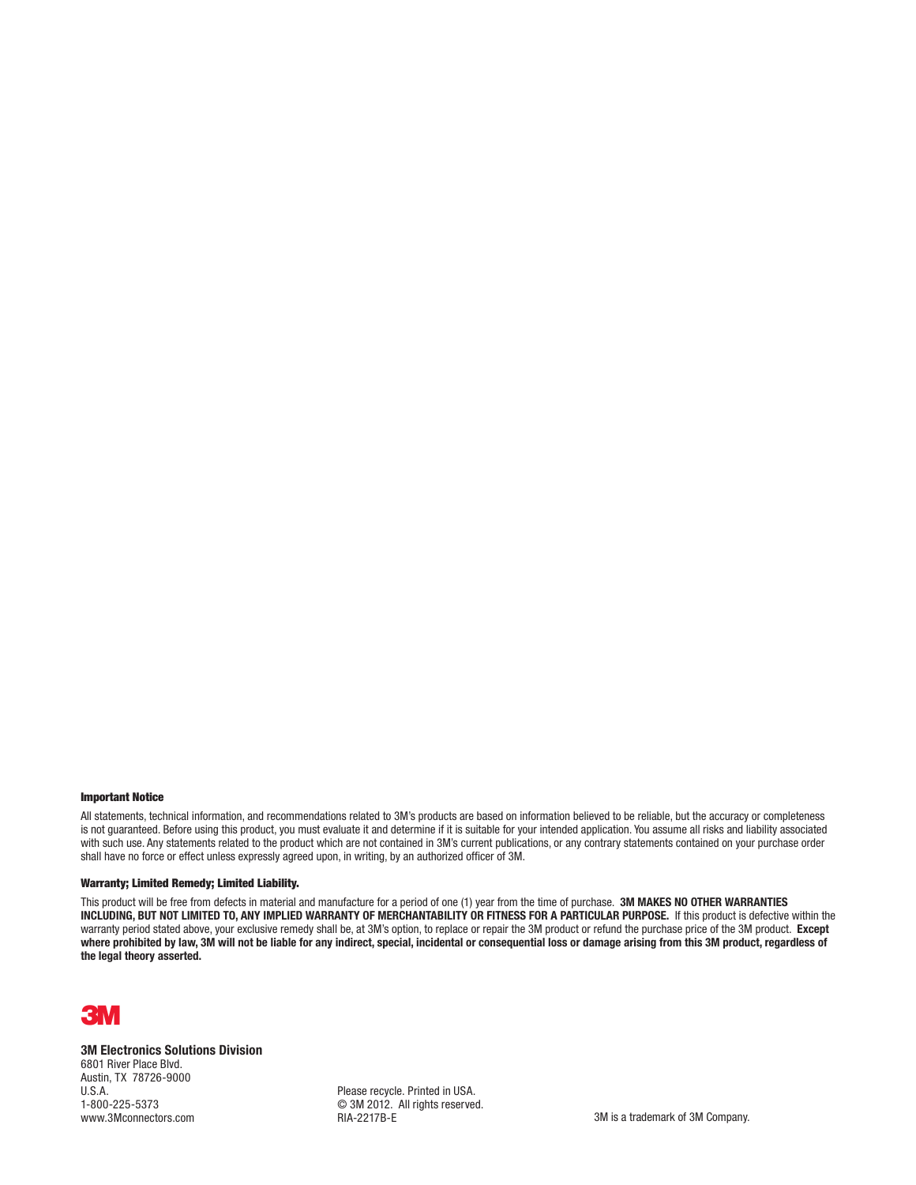**Important Notice**

All statements, technical information, and recommendations related to 3M's products are based on information believed to be reliable, but the accuracy or completeness is not guaranteed. Before using this product, you must evaluate it and determine if it is suitable for your intended application. You assume all risks and liability associated with such use. Any statements related to the product which are not contained in 3M's current publications, or any contrary statements contained on your purchase order shall have no force or effect unless expressly agreed upon, in writing, by an authorized officer of 3M.

**Warranty; Limited Remedy; Limited Liability.**

This product will be free from defects in material and manufacture for a period of one (1) year from the time of purchase. **3M MAKES NO OTHER WARRANTIES INCLUDING, BUT NOT LIMITED TO, ANY IMPLIED WARRANTY OF MERCHANTABILITY OR FITNESS FOR A PARTICULAR PURPOSE.** If this product is defective within the warranty period stated above, your exclusive remedy shall be, at 3M's option, to replace or repair the 3M product or refund the purchase price of the 3M product. **Except where prohibited by law, 3M will not be liable for any indirect, special, incidental or consequential loss or damage arising from this 3M product, regardless of the legal theory asserted.**

**3M**

**3M Electronics Solutions Division**
6801 River Place Blvd.
Austin, TX 78726-9000
U.S.A.
1-800-225-5373
www.3Mconnectors.com

Please recycle. Printed in USA.
© 3M 2012. All rights reserved.
RIA-2217B-E

3M is a trademark of 3M Company.